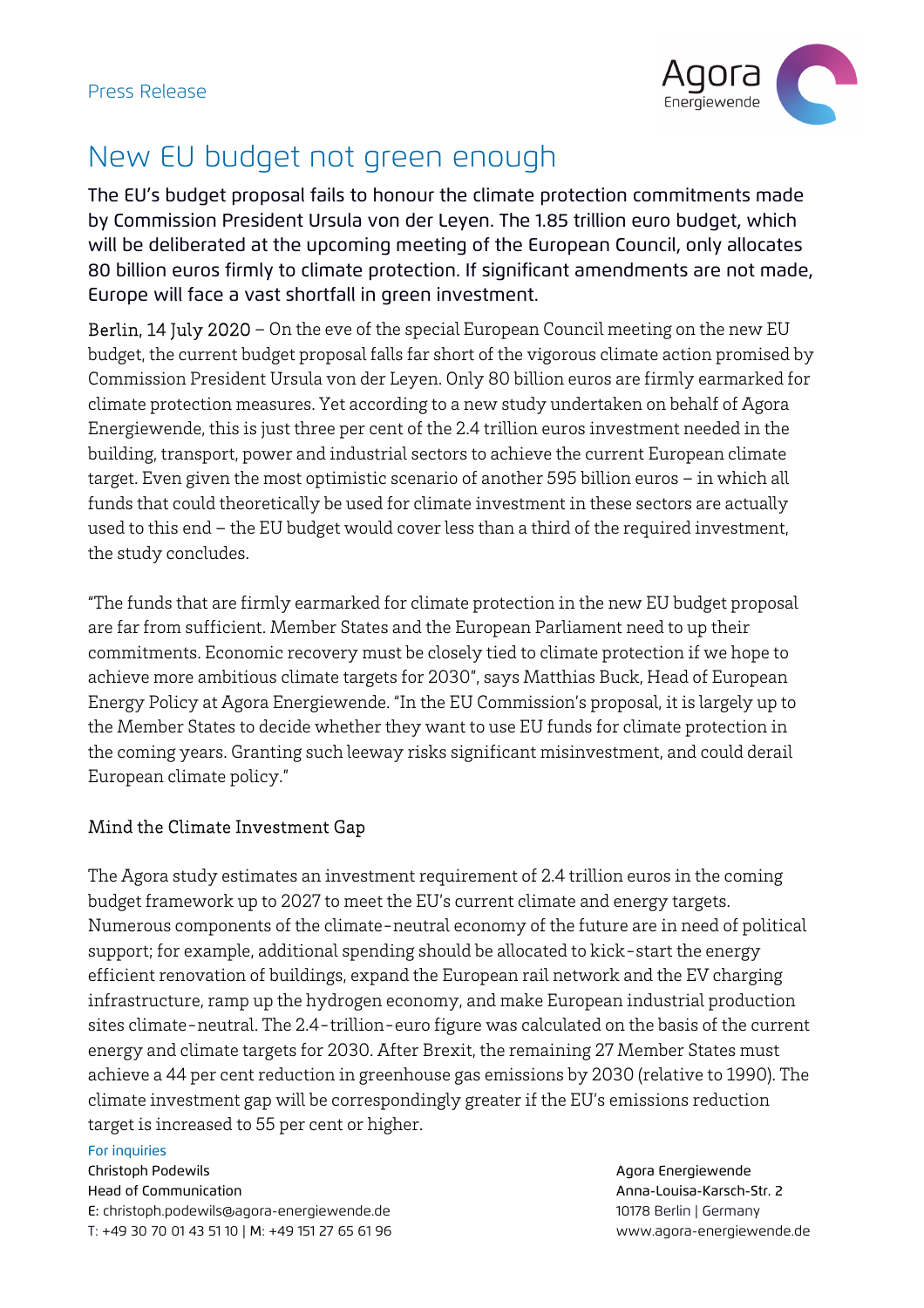Press Release

# New EU budget not green enough

**The EU's budget proposal fails to honour the climate protection commitments made by Commission President Ursula von der Leyen. The 1.85 trillion euro budget, which will be deliberated at the upcoming meeting of the European Council, only allocates 80 billion euros firmly to climate protection. If significant amendments are not made, Europe will face a vast shortfall in green investment.**

Berlin, 14 July 2020 – On the eve of the special European Council meeting on the new EU budget, the current budget proposal falls far short of the vigorous climate action promised by Commission President Ursula von der Leyen. Only 80 billion euros are firmly earmarked for climate protection measures. Yet according to a new study undertaken on behalf of Agora Energiewende, this is just three per cent of the 2.4 trillion euros investment needed in the building, transport, power and industrial sectors to achieve the current European climate target. Even given the most optimistic scenario of another 595 billion euros – in which all funds that could theoretically be used for climate investment in these sectors are actually used to this end – the EU budget would cover less than a third of the required investment, the study concludes.

"The funds that are firmly earmarked for climate protection in the new EU budget proposal are far from sufficient. Member States and the European Parliament need to up their commitments. Economic recovery must be closely tied to climate protection if we hope to achieve more ambitious climate targets for 2030", says Matthias Buck, Head of European Energy Policy at Agora Energiewende. "In the EU Commission's proposal, it is largely up to the Member States to decide whether they want to use EU funds for climate protection in the coming years. Granting such leeway risks significant misinvestment, and could derail European climate policy."

## Mind the Climate Investment Gap

The Agora study estimates an investment requirement of 2.4 trillion euros in the coming budget framework up to 2027 to meet the EU's current climate and energy targets. Numerous components of the climate-neutral economy of the future are in need of political support; for example, additional spending should be allocated to kick-start the energy efficient renovation of buildings, expand the European rail network and the EV charging infrastructure, ramp up the hydrogen economy, and make European industrial production sites climate-neutral. The 2.4-trillion-euro figure was calculated on the basis of the current energy and climate targets for 2030. After Brexit, the remaining 27 Member States must achieve a 44 per cent reduction in greenhouse gas emissions by 2030 (relative to 1990). The climate investment gap will be correspondingly greater if the EU's emissions reduction target is increased to 55 per cent or higher.

For inquiries
Christoph Podewils
Head of Communication
E: christoph.podewils@agora-energiewende.de
T: +49 30 70 01 43 51 10 | M: +49 151 27 65 61 96

Agora Energiewende
Anna-Louisa-Karsch-Str. 2
10178 Berlin | Germany
www.agora-energiewende.de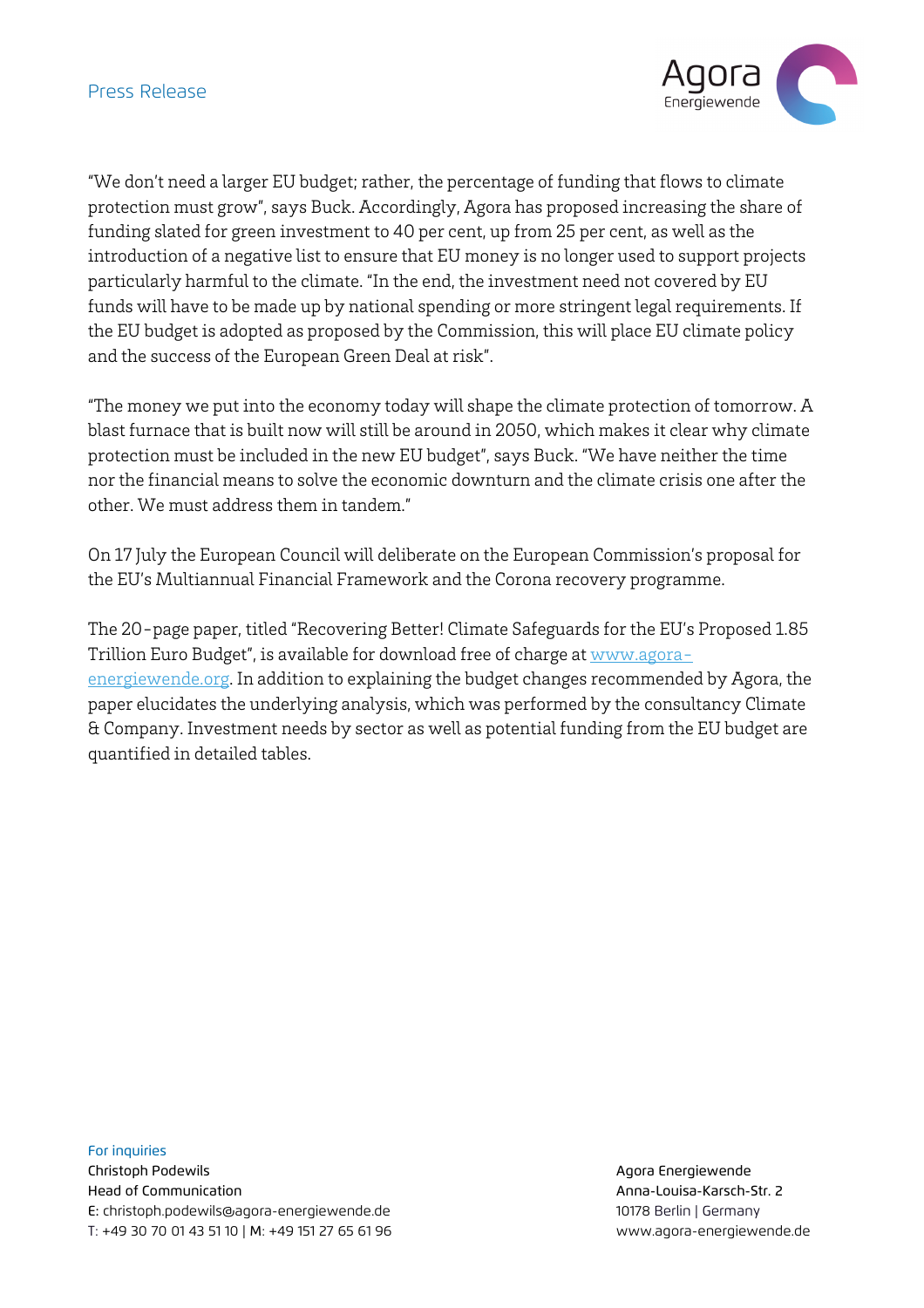"We don't need a larger EU budget; rather, the percentage of funding that flows to climate protection must grow", says Buck. Accordingly, Agora has proposed increasing the share of funding slated for green investment to 40 per cent, up from 25 per cent, as well as the introduction of a negative list to ensure that EU money is no longer used to support projects particularly harmful to the climate. "In the end, the investment need not covered by EU funds will have to be made up by national spending or more stringent legal requirements. If the EU budget is adopted as proposed by the Commission, this will place EU climate policy and the success of the European Green Deal at risk".

"The money we put into the economy today will shape the climate protection of tomorrow. A blast furnace that is built now will still be around in 2050, which makes it clear why climate protection must be included in the new EU budget", says Buck. "We have neither the time nor the financial means to solve the economic downturn and the climate crisis one after the other. We must address them in tandem."

On 17 July the European Council will deliberate on the European Commission's proposal for the EU's Multiannual Financial Framework and the Corona recovery programme.

The 20-page paper, titled "Recovering Better! Climate Safeguards for the EU's Proposed 1.85 Trillion Euro Budget", is available for download free of charge at [www.agora-energiewende.org](http://www.agora-energiewende.org). In addition to explaining the budget changes recommended by Agora, the paper elucidates the underlying analysis, which was performed by the consultancy Climate & Company. Investment needs by sector as well as potential funding from the EU budget are quantified in detailed tables.

For inquiries
Christoph Podewils
Head of Communication
E: christoph.podewils@agora-energiewende.de
T: +49 30 70 01 43 51 10 | M: +49 151 27 65 61 96

Agora Energiewende
Anna-Louisa-Karsch-Str. 2
10178 Berlin | Germany
www.agora-energiewende.de